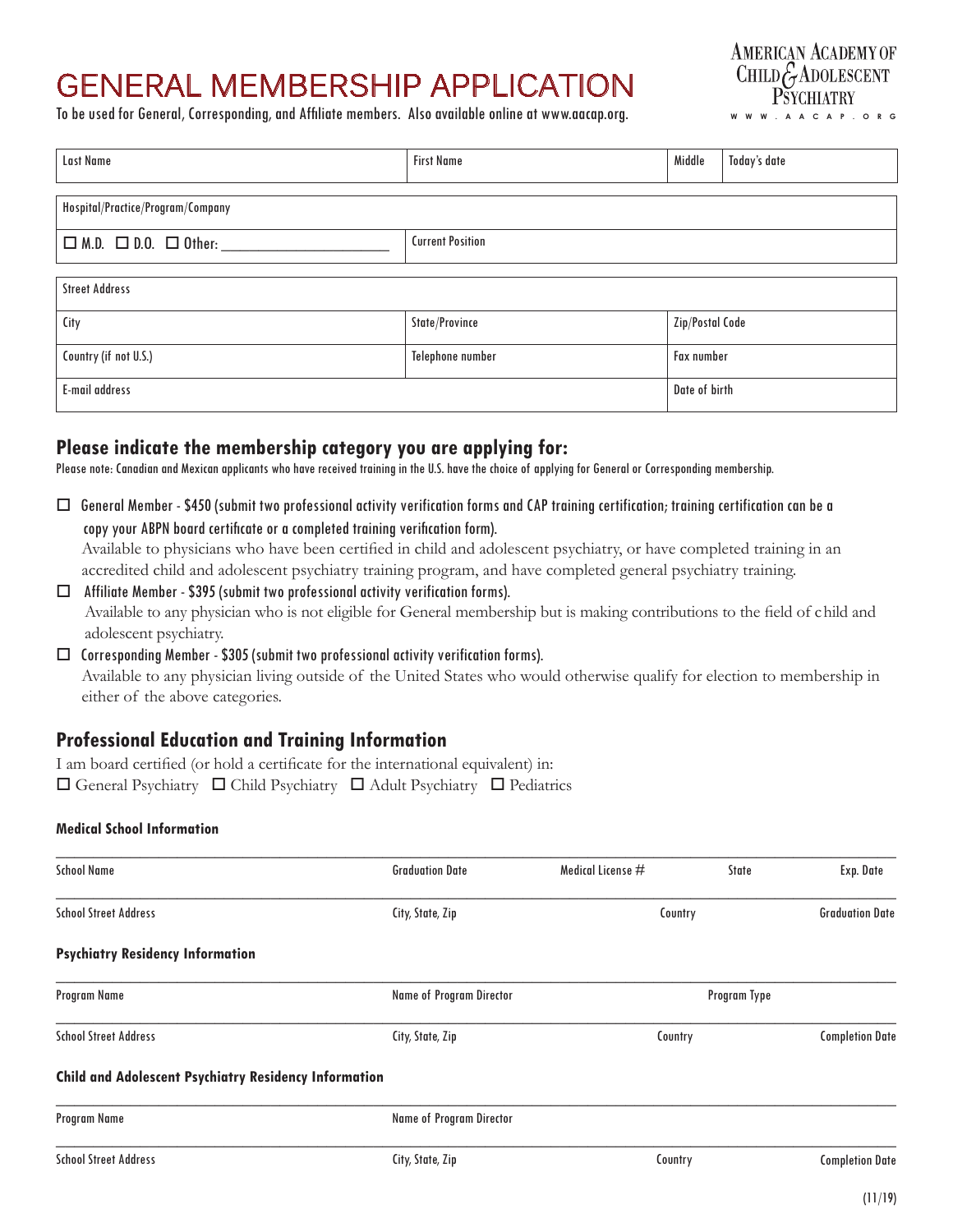# GENERAL MEMBERSHIP APPLICATION

To be used for General, Corresponding, and Affiliate members. Also available online at www.aacap.org.

AMERICAN ACADEMY OF CHILD & ADOLESCENT PSYCHIATRY
WWW.AACAP.ORG

| Last Name | First Name | Middle | Today's date |
|---|---|---|---|

| Hospital/Practice/Program/Company | |
|---|---|
| ☐ M.D. ☐ D.O. ☐ Other: ____________ | Current Position |

| Street Address | | |
|---|---|---|
| City | State/Province | Zip/Postal Code |
| Country (if not U.S.) | Telephone number | Fax number |
| E-mail address | | Date of birth |

## Please indicate the membership category you are applying for:

Please note: Canadian and Mexican applicants who have received training in the U.S. have the choice of applying for General or Corresponding membership.

- ☐ General Member - $450 (submit two professional activity verification forms and CAP training certification; training certification can be a copy your ABPN board certificate or a completed training verification form).
  Available to physicians who have been certified in child and adolescent psychiatry, or have completed training in an accredited child and adolescent psychiatry training program, and have completed general psychiatry training.
- ☐ Affiliate Member - $395 (submit two professional activity verification forms).
  Available to any physician who is not eligible for General membership but is making contributions to the field of child and adolescent psychiatry.
- ☐ Corresponding Member - $305 (submit two professional activity verification forms).
  Available to any physician living outside of the United States who would otherwise qualify for election to membership in either of the above categories.

## Professional Education and Training Information

I am board certified (or hold a certificate for the international equivalent) in:
☐ General Psychiatry ☐ Child Psychiatry ☐ Adult Psychiatry ☐ Pediatrics

### Medical School Information

| School Name | Graduation Date | Medical License # | State | Exp. Date |
|---|---|---|---|---|

| School Street Address | City, State, Zip | Country | Graduation Date |
|---|---|---|---|

### Psychiatry Residency Information

| Program Name | Name of Program Director | Program Type |
|---|---|---|

| School Street Address | City, State, Zip | Country | Completion Date |
|---|---|---|---|

### Child and Adolescent Psychiatry Residency Information

| Program Name | Name of Program Director |
|---|---|

| School Street Address | City, State, Zip | Country | Completion Date |
|---|---|---|---|

(11/19)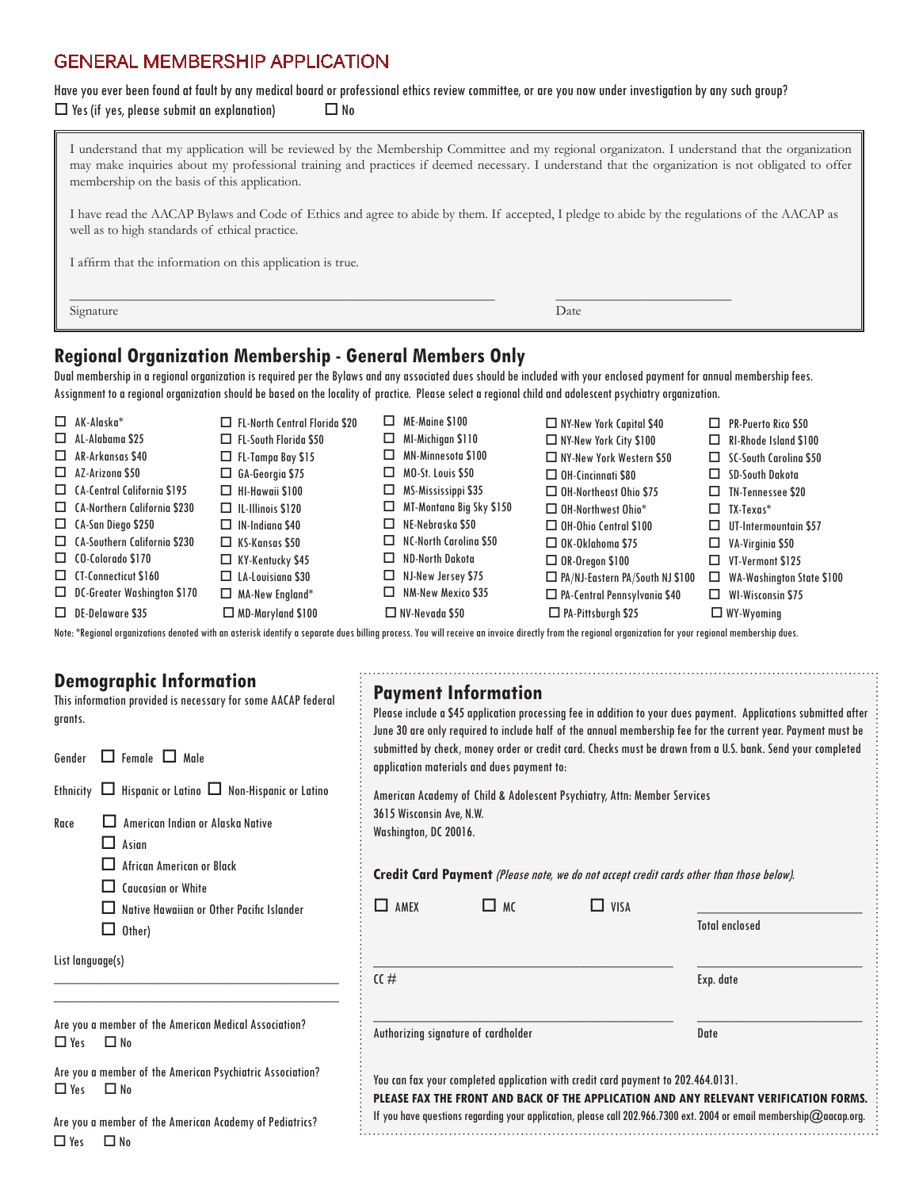## GENERAL MEMBERSHIP APPLICATION

Have you ever been found at fault by any medical board or professional ethics review committee, or are you now under investigation by any such group?

☐ Yes (if yes, please submit an explanation) ☐ No

I understand that my application will be reviewed by the Membership Committee and my regional organizaton. I understand that the organization may make inquiries about my professional training and practices if deemed necessary. I understand that the organization is not obligated to offer membership on the basis of this application.

I have read the AACAP Bylaws and Code of Ethics and agree to abide by them. If accepted, I pledge to abide by the regulations of the AACAP as well as to high standards of ethical practice.

I affirm that the information on this application is true.

Signature ______________________________ Date ______________

## Regional Organization Membership - General Members Only

Dual membership in a regional organization is required per the Bylaws and any associated dues should be included with your enclosed payment for annual membership fees. Assignment to a regional organization should be based on the locality of practice. Please select a regional child and adolescent psychiatry organization.

| | | | | |
|---|---|---|---|---|
| ☐ AK-Alaska* | ☐ FL-North Central Florida $20 | ☐ ME-Maine $100 | ☐ NY-New York Capital $40 | ☐ PR-Puerto Rico $50 |
| ☐ AL-Alabama $25 | ☐ FL-South Florida $50 | ☐ MI-Michigan $110 | ☐ NY-New York City $100 | ☐ RI-Rhode Island $100 |
| ☐ AR-Arkansas $40 | ☐ FL-Tampa Bay $15 | ☐ MN-Minnesota $100 | ☐ NY-New York Western $50 | ☐ SC-South Carolina $50 |
| ☐ AZ-Arizona $50 | ☐ GA-Georgia $75 | ☐ MO-St. Louis $50 | ☐ OH-Cincinnati $80 | ☐ SD-South Dakota |
| ☐ CA-Central California $195 | ☐ HI-Hawaii $100 | ☐ MS-Mississippi $35 | ☐ OH-Northeast Ohio $75 | ☐ TN-Tennessee $20 |
| ☐ CA-Northern California $230 | ☐ IL-Illinois $120 | ☐ MT-Montana Big Sky $150 | ☐ OH-Northwest Ohio* | ☐ TX-Texas* |
| ☐ CA-San Diego $250 | ☐ IN-Indiana $40 | ☐ NE-Nebraska $50 | ☐ OH-Ohio Central $100 | ☐ UT-Intermountain $57 |
| ☐ CA-Southern California $230 | ☐ KS-Kansas $50 | ☐ NC-North Carolina $50 | ☐ OK-Oklahoma $75 | ☐ VA-Virginia $50 |
| ☐ CO-Colorado $170 | ☐ KY-Kentucky $45 | ☐ ND-North Dakota | ☐ OR-Oregon $100 | ☐ VT-Vermont $125 |
| ☐ CT-Connecticut $160 | ☐ LA-Louisiana $30 | ☐ NJ-New Jersey $75 | ☐ PA/NJ-Eastern PA/South NJ $100 | ☐ WA-Washington State $100 |
| ☐ DC-Greater Washington $170 | ☐ MA-New England* | ☐ NM-New Mexico $35 | ☐ PA-Central Pennsylvania $40 | ☐ WI-Wisconsin $75 |
| ☐ DE-Delaware $35 | ☐ MD-Maryland $100 | ☐ NV-Nevada $50 | ☐ PA-Pittsburgh $25 | ☐ WY-Wyoming |

Note: *Regional organizations denoted with an asterisk identify a separate dues billing process. You will receive an invoice directly from the regional organization for your regional membership dues.

## Demographic Information

This information provided is necessary for some AACAP federal grants.

Gender ☐ Female ☐ Male

Ethnicity ☐ Hispanic or Latino ☐ Non-Hispanic or Latino

Race
- ☐ American Indian or Alaska Native
- ☐ Asian
- ☐ African American or Black
- ☐ Caucasian or White
- ☐ Native Hawaiian or Other Pacifc Islander
- ☐ Other)

List language(s) ______________________________

Are you a member of the American Medical Association?
☐ Yes ☐ No

Are you a member of the American Psychiatric Association?
☐ Yes ☐ No

Are you a member of the American Academy of Pediatrics?
☐ Yes ☐ No

## Payment Information

Please include a $45 application processing fee in addition to your dues payment. Applications submitted after June 30 are only required to include half of the annual membership fee for the current year. Payment must be submitted by check, money order or credit card. Checks must be drawn from a U.S. bank. Send your completed application materials and dues payment to:

American Academy of Child & Adolescent Psychiatry, Attn: Member Services
3615 Wisconsin Ave, N.W.
Washington, DC 20016.

**Credit Card Payment** *(Please note, we do not accept credit cards other than those below).*

☐ AMEX ☐ MC ☐ VISA ______________ Total enclosed

CC # ______________________________ Exp. date ______________

Authorizing signature of cardholder ______________________________ Date ______________

You can fax your completed application with credit card payment to 202.464.0131.

**PLEASE FAX THE FRONT AND BACK OF THE APPLICATION AND ANY RELEVANT VERIFICATION FORMS.**

If you have questions regarding your application, please call 202.966.7300 ext. 2004 or email membership@aacap.org.